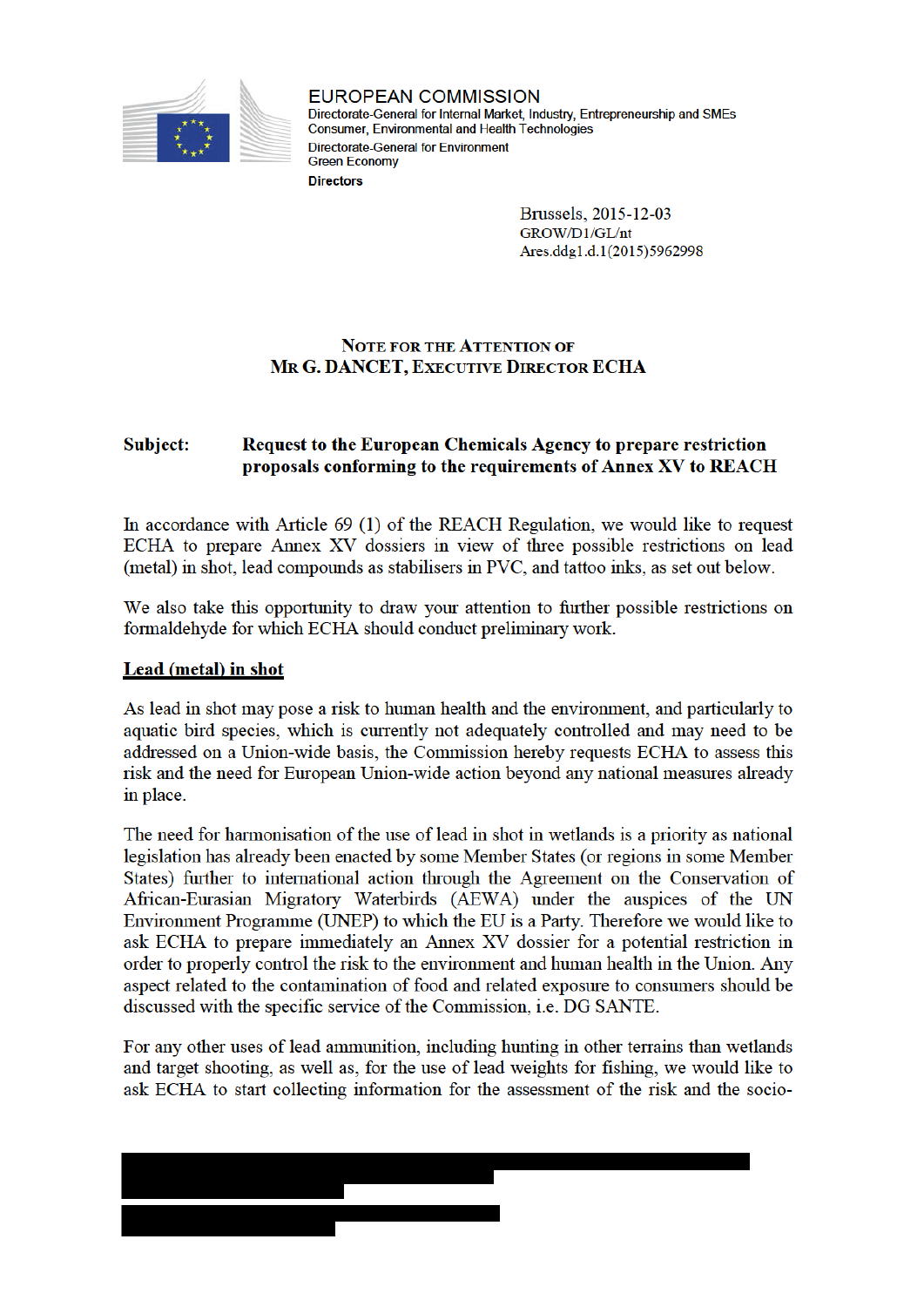EUROPEAN COMMISSION
Directorate-General for Internal Market, Industry, Entrepreneurship and SMEs
Consumer, Environmental and Health Technologies
Directorate-General for Environment
Green Economy
**Directors**

Brussels, 2015-12-03
GROW/D1/GL/nt
Ares.ddg1.d.1(2015)5962998

**NOTE FOR THE ATTENTION OF**
**MR G. DANCET, EXECUTIVE DIRECTOR ECHA**

**Subject: Request to the European Chemicals Agency to prepare restriction proposals conforming to the requirements of Annex XV to REACH**

In accordance with Article 69 (1) of the REACH Regulation, we would like to request ECHA to prepare Annex XV dossiers in view of three possible restrictions on lead (metal) in shot, lead compounds as stabilisers in PVC, and tattoo inks, as set out below.

We also take this opportunity to draw your attention to further possible restrictions on formaldehyde for which ECHA should conduct preliminary work.

## Lead (metal) in shot

As lead in shot may pose a risk to human health and the environment, and particularly to aquatic bird species, which is currently not adequately controlled and may need to be addressed on a Union-wide basis, the Commission hereby requests ECHA to assess this risk and the need for European Union-wide action beyond any national measures already in place.

The need for harmonisation of the use of lead in shot in wetlands is a priority as national legislation has already been enacted by some Member States (or regions in some Member States) further to international action through the Agreement on the Conservation of African-Eurasian Migratory Waterbirds (AEWA) under the auspices of the UN Environment Programme (UNEP) to which the EU is a Party. Therefore we would like to ask ECHA to prepare immediately an Annex XV dossier for a potential restriction in order to properly control the risk to the environment and human health in the Union. Any aspect related to the contamination of food and related exposure to consumers should be discussed with the specific service of the Commission, i.e. DG SANTE.

For any other uses of lead ammunition, including hunting in other terrains than wetlands and target shooting, as well as, for the use of lead weights for fishing, we would like to ask ECHA to start collecting information for the assessment of the risk and the socio-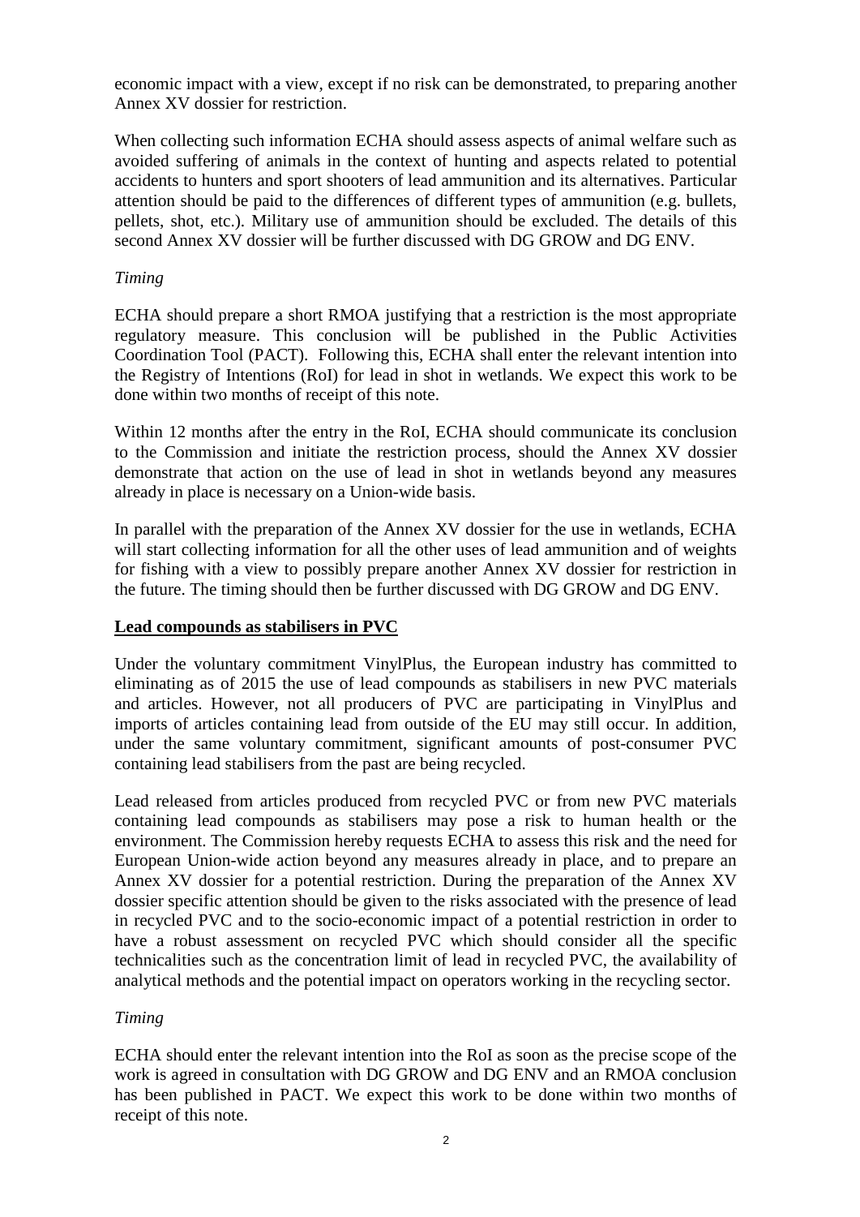economic impact with a view, except if no risk can be demonstrated, to preparing another Annex XV dossier for restriction.

When collecting such information ECHA should assess aspects of animal welfare such as avoided suffering of animals in the context of hunting and aspects related to potential accidents to hunters and sport shooters of lead ammunition and its alternatives. Particular attention should be paid to the differences of different types of ammunition (e.g. bullets, pellets, shot, etc.). Military use of ammunition should be excluded. The details of this second Annex XV dossier will be further discussed with DG GROW and DG ENV.

*Timing*

ECHA should prepare a short RMOA justifying that a restriction is the most appropriate regulatory measure. This conclusion will be published in the Public Activities Coordination Tool (PACT). Following this, ECHA shall enter the relevant intention into the Registry of Intentions (RoI) for lead in shot in wetlands. We expect this work to be done within two months of receipt of this note.

Within 12 months after the entry in the RoI, ECHA should communicate its conclusion to the Commission and initiate the restriction process, should the Annex XV dossier demonstrate that action on the use of lead in shot in wetlands beyond any measures already in place is necessary on a Union-wide basis.

In parallel with the preparation of the Annex XV dossier for the use in wetlands, ECHA will start collecting information for all the other uses of lead ammunition and of weights for fishing with a view to possibly prepare another Annex XV dossier for restriction in the future. The timing should then be further discussed with DG GROW and DG ENV.

**Lead compounds as stabilisers in PVC**

Under the voluntary commitment VinylPlus, the European industry has committed to eliminating as of 2015 the use of lead compounds as stabilisers in new PVC materials and articles. However, not all producers of PVC are participating in VinylPlus and imports of articles containing lead from outside of the EU may still occur. In addition, under the same voluntary commitment, significant amounts of post-consumer PVC containing lead stabilisers from the past are being recycled.

Lead released from articles produced from recycled PVC or from new PVC materials containing lead compounds as stabilisers may pose a risk to human health or the environment. The Commission hereby requests ECHA to assess this risk and the need for European Union-wide action beyond any measures already in place, and to prepare an Annex XV dossier for a potential restriction. During the preparation of the Annex XV dossier specific attention should be given to the risks associated with the presence of lead in recycled PVC and to the socio-economic impact of a potential restriction in order to have a robust assessment on recycled PVC which should consider all the specific technicalities such as the concentration limit of lead in recycled PVC, the availability of analytical methods and the potential impact on operators working in the recycling sector.

*Timing*

ECHA should enter the relevant intention into the RoI as soon as the precise scope of the work is agreed in consultation with DG GROW and DG ENV and an RMOA conclusion has been published in PACT. We expect this work to be done within two months of receipt of this note.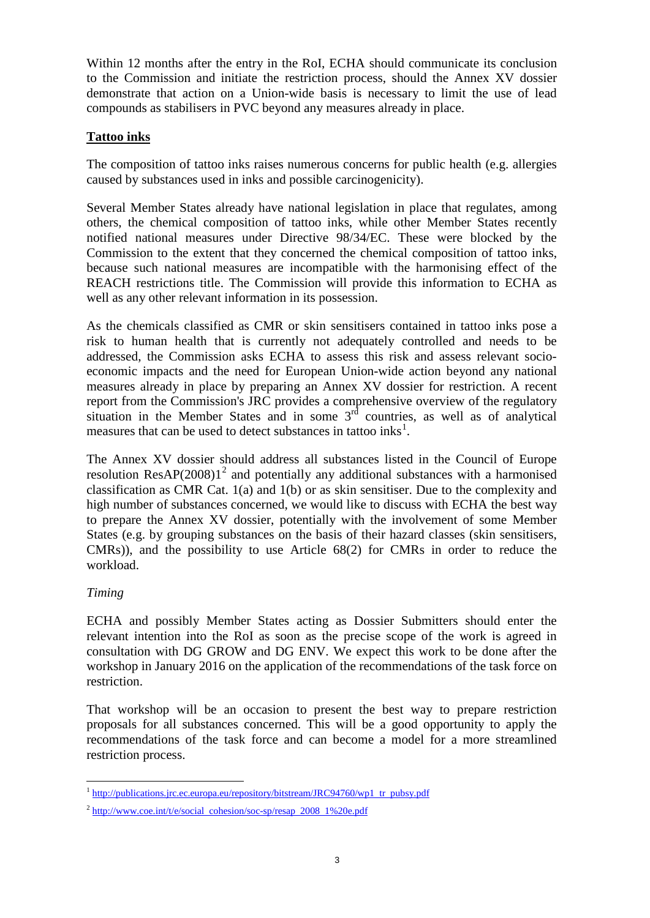Within 12 months after the entry in the RoI, ECHA should communicate its conclusion to the Commission and initiate the restriction process, should the Annex XV dossier demonstrate that action on a Union-wide basis is necessary to limit the use of lead compounds as stabilisers in PVC beyond any measures already in place.

## Tattoo inks

The composition of tattoo inks raises numerous concerns for public health (e.g. allergies caused by substances used in inks and possible carcinogenicity).

Several Member States already have national legislation in place that regulates, among others, the chemical composition of tattoo inks, while other Member States recently notified national measures under Directive 98/34/EC. These were blocked by the Commission to the extent that they concerned the chemical composition of tattoo inks, because such national measures are incompatible with the harmonising effect of the REACH restrictions title. The Commission will provide this information to ECHA as well as any other relevant information in its possession.

As the chemicals classified as CMR or skin sensitisers contained in tattoo inks pose a risk to human health that is currently not adequately controlled and needs to be addressed, the Commission asks ECHA to assess this risk and assess relevant socio-economic impacts and the need for European Union-wide action beyond any national measures already in place by preparing an Annex XV dossier for restriction. A recent report from the Commission's JRC provides a comprehensive overview of the regulatory situation in the Member States and in some 3rd countries, as well as of analytical measures that can be used to detect substances in tattoo inks[1].

The Annex XV dossier should address all substances listed in the Council of Europe resolution ResAP(2008)1[2] and potentially any additional substances with a harmonised classification as CMR Cat. 1(a) and 1(b) or as skin sensitiser. Due to the complexity and high number of substances concerned, we would like to discuss with ECHA the best way to prepare the Annex XV dossier, potentially with the involvement of some Member States (e.g. by grouping substances on the basis of their hazard classes (skin sensitisers, CMRs)), and the possibility to use Article 68(2) for CMRs in order to reduce the workload.

*Timing*

ECHA and possibly Member States acting as Dossier Submitters should enter the relevant intention into the RoI as soon as the precise scope of the work is agreed in consultation with DG GROW and DG ENV. We expect this work to be done after the workshop in January 2016 on the application of the recommendations of the task force on restriction.

That workshop will be an occasion to present the best way to prepare restriction proposals for all substances concerned. This will be a good opportunity to apply the recommendations of the task force and can become a model for a more streamlined restriction process.

---

[1] http://publications.jrc.ec.europa.eu/repository/bitstream/JRC94760/wp1_tr_pubsy.pdf

[2] http://www.coe.int/t/e/social_cohesion/soc-sp/resap_2008_1%20e.pdf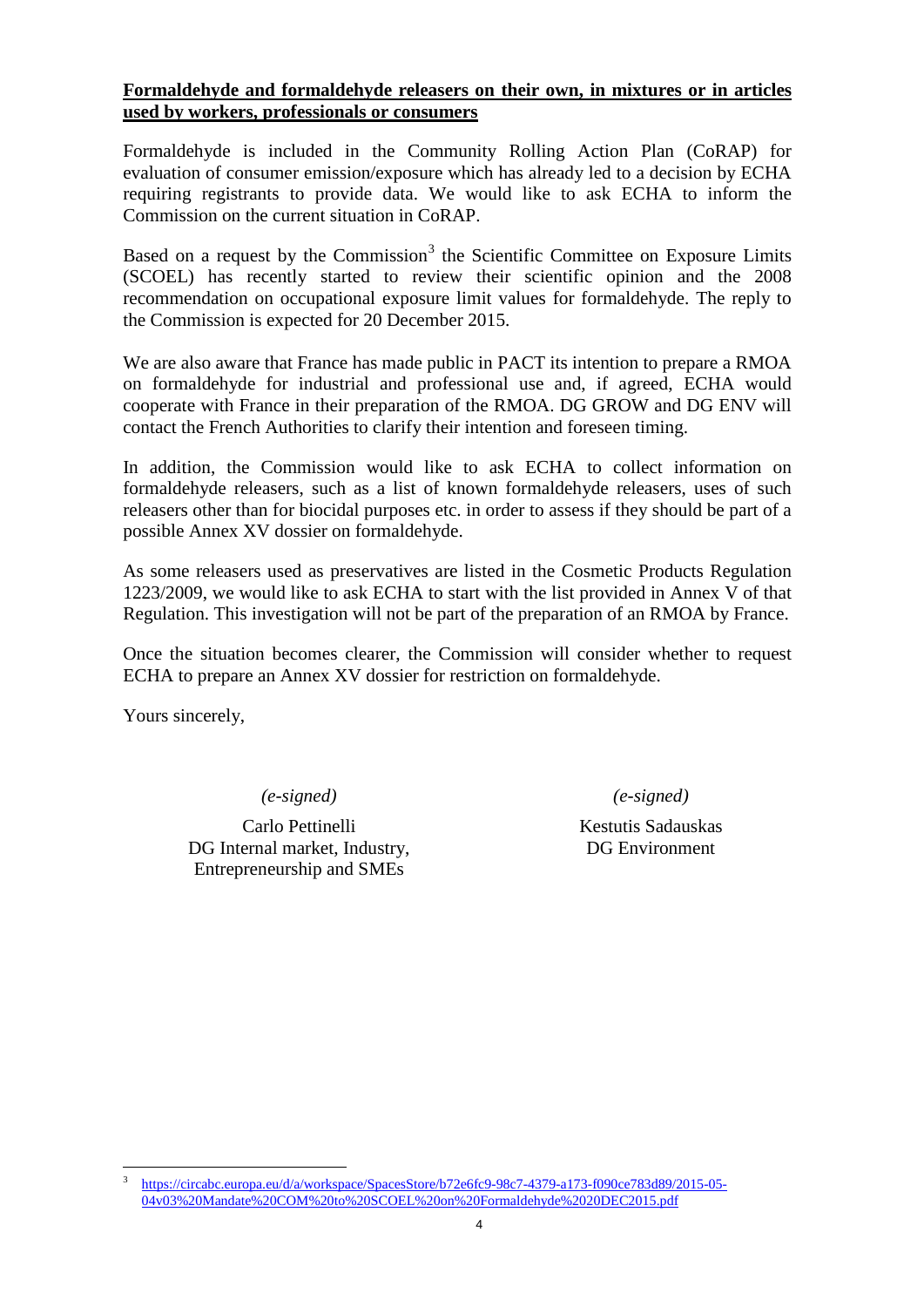**<u>Formaldehyde and formaldehyde releasers on their own, in mixtures or in articles used by workers, professionals or consumers</u>**

Formaldehyde is included in the Community Rolling Action Plan (CoRAP) for evaluation of consumer emission/exposure which has already led to a decision by ECHA requiring registrants to provide data. We would like to ask ECHA to inform the Commission on the current situation in CoRAP.

Based on a request by the Commission[3] the Scientific Committee on Exposure Limits (SCOEL) has recently started to review their scientific opinion and the 2008 recommendation on occupational exposure limit values for formaldehyde. The reply to the Commission is expected for 20 December 2015.

We are also aware that France has made public in PACT its intention to prepare a RMOA on formaldehyde for industrial and professional use and, if agreed, ECHA would cooperate with France in their preparation of the RMOA. DG GROW and DG ENV will contact the French Authorities to clarify their intention and foreseen timing.

In addition, the Commission would like to ask ECHA to collect information on formaldehyde releasers, such as a list of known formaldehyde releasers, uses of such releasers other than for biocidal purposes etc. in order to assess if they should be part of a possible Annex XV dossier on formaldehyde.

As some releasers used as preservatives are listed in the Cosmetic Products Regulation 1223/2009, we would like to ask ECHA to start with the list provided in Annex V of that Regulation. This investigation will not be part of the preparation of an RMOA by France.

Once the situation becomes clearer, the Commission will consider whether to request ECHA to prepare an Annex XV dossier for restriction on formaldehyde.

Yours sincerely,

*(e-signed)*

Carlo Pettinelli
DG Internal market, Industry,
Entrepreneurship and SMEs

*(e-signed)*

Kestutis Sadauskas
DG Environment

---

[3] https://circabc.europa.eu/d/a/workspace/SpacesStore/b72e6fc9-98c7-4379-a173-f090ce783d89/2015-05-04v03%20Mandate%20COM%20to%20SCOEL%20on%20Formaldehyde%2020DEC2015.pdf